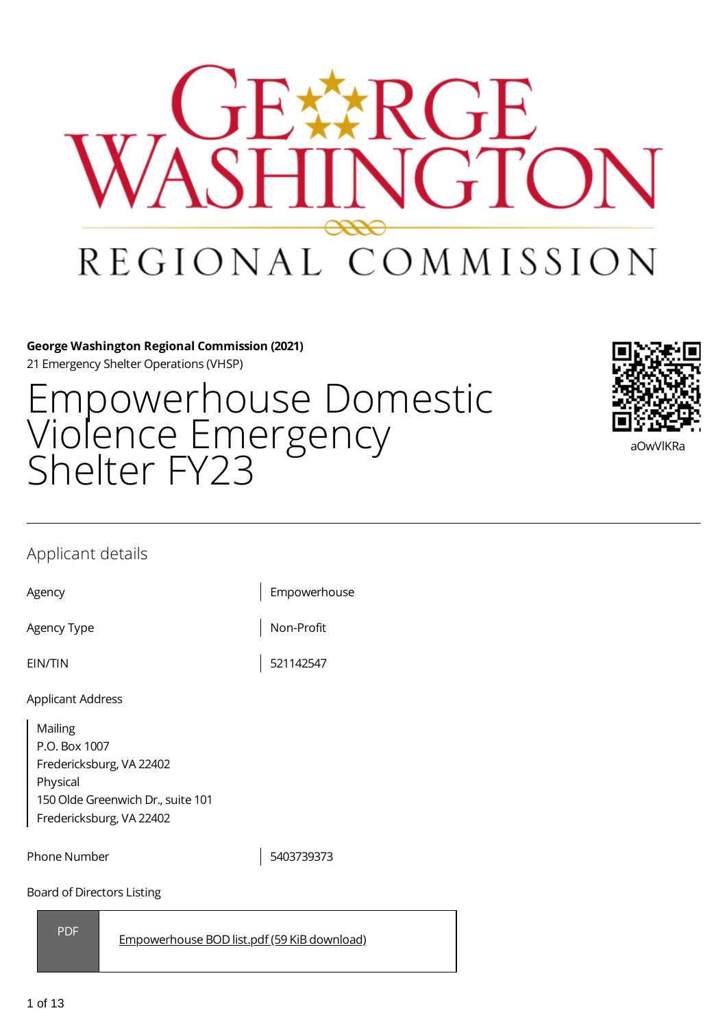GEORGE WASHINGTON REGIONAL COMMISSION

**George Washington Regional Commission (2021)**
21 Emergency Shelter Operations (VHSP)

# Empowerhouse Domestic Violence Emergency Shelter FY23

aOwVlKRa

---

## Applicant details

| Agency | Empowerhouse |
|---|---|
| Agency Type | Non-Profit |
| EIN/TIN | 521142547 |

Applicant Address

Mailing
P.O. Box 1007
Fredericksburg, VA 22402
Physical
150 Olde Greenwich Dr., suite 101
Fredericksburg, VA 22402

| Phone Number | 5403739373 |
|---|---|

Board of Directors Listing

PDF — Empowerhouse BOD list.pdf (59 KiB download)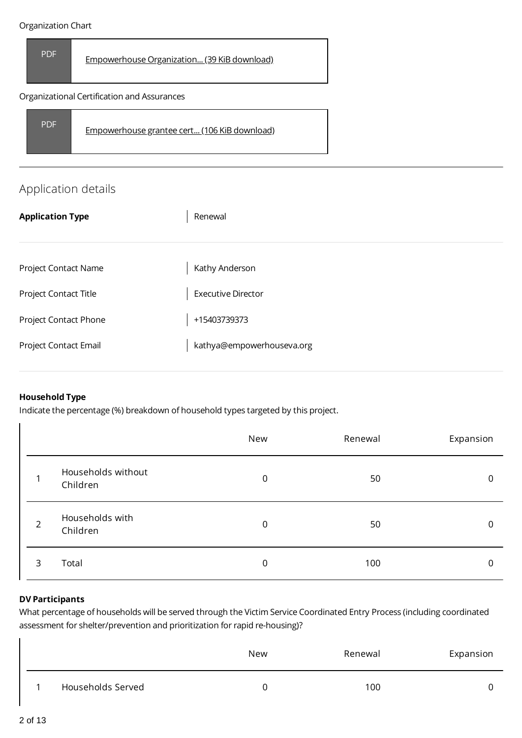Organization Chart

| PDF | [Empowerhouse Organization... (39 KiB download)] |
|---|---|

Organizational Certification and Assurances

| PDF | [Empowerhouse grantee cert... (106 KiB download)] |
|---|---|

---

## Application details

| | |
|---|---|
| **Application Type** | Renewal |
| Project Contact Name | Kathy Anderson |
| Project Contact Title | Executive Director |
| Project Contact Phone | +15403739373 |
| Project Contact Email | kathya@empowerhouseva.org |

**Household Type**

Indicate the percentage (%) breakdown of household types targeted by this project.

| | | New | Renewal | Expansion |
|---|---|---|---|---|
| 1 | Households without Children | 0 | 50 | 0 |
| 2 | Households with Children | 0 | 50 | 0 |
| 3 | Total | 0 | 100 | 0 |

**DV Participants**

What percentage of households will be served through the Victim Service Coordinated Entry Process (including coordinated assessment for shelter/prevention and prioritization for rapid re-housing)?

| | | New | Renewal | Expansion |
|---|---|---|---|---|
| 1 | Households Served | 0 | 100 | 0 |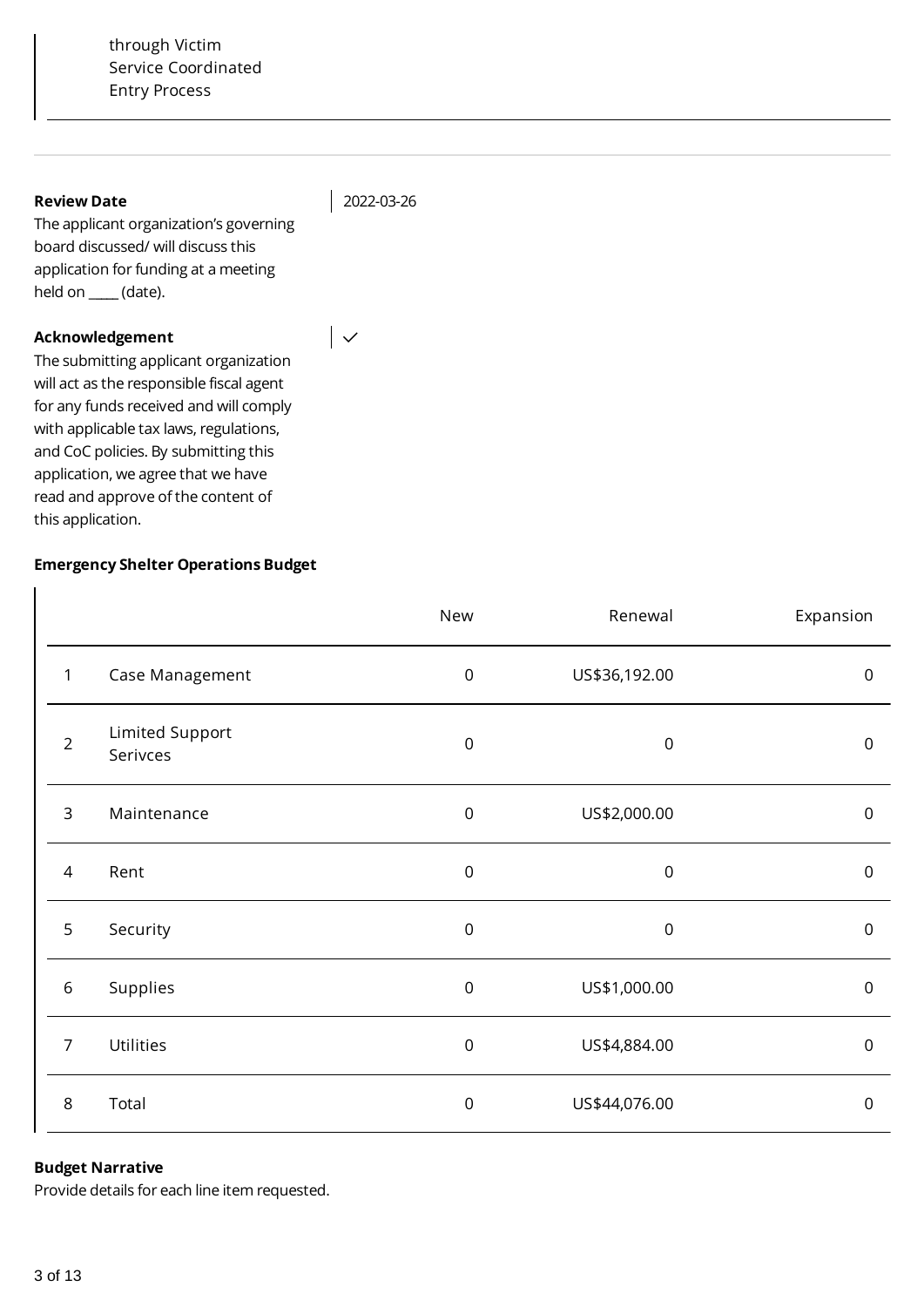through Victim Service Coordinated Entry Process

**Review Date**
The applicant organization's governing board discussed/ will discuss this application for funding at a meeting held on ____ (date).

2022-03-26

**Acknowledgement**
The submitting applicant organization will act as the responsible fiscal agent for any funds received and will comply with applicable tax laws, regulations, and CoC policies. By submitting this application, we agree that we have read and approve of the content of this application.

✓

**Emergency Shelter Operations Budget**

| | | New | Renewal | Expansion |
|---|---|---|---|---|
| 1 | Case Management | 0 | US$36,192.00 | 0 |
| 2 | Limited Support Serivces | 0 | 0 | 0 |
| 3 | Maintenance | 0 | US$2,000.00 | 0 |
| 4 | Rent | 0 | 0 | 0 |
| 5 | Security | 0 | 0 | 0 |
| 6 | Supplies | 0 | US$1,000.00 | 0 |
| 7 | Utilities | 0 | US$4,884.00 | 0 |
| 8 | Total | 0 | US$44,076.00 | 0 |

**Budget Narrative**
Provide details for each line item requested.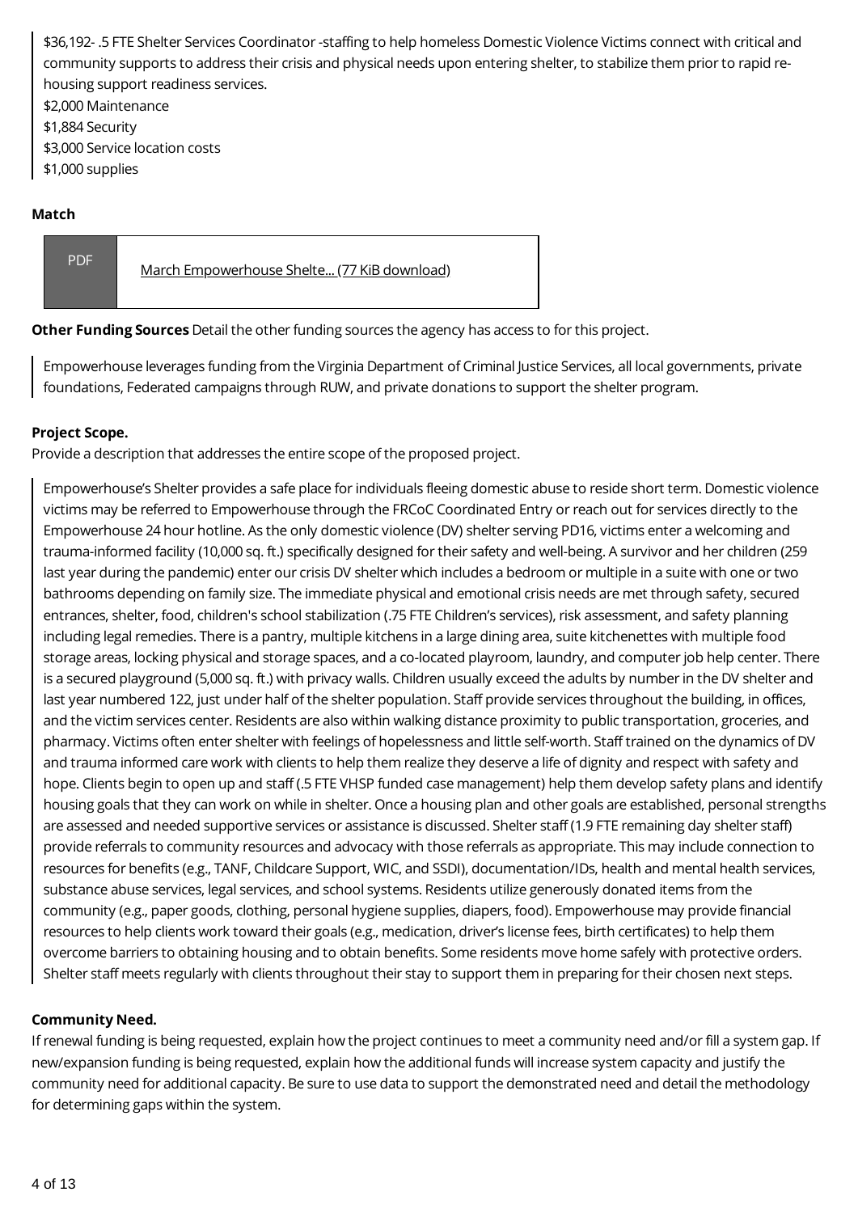$36,192- .5 FTE Shelter Services Coordinator -staffing to help homeless Domestic Violence Victims connect with critical and community supports to address their crisis and physical needs upon entering shelter, to stabilize them prior to rapid re-housing support readiness services.
$2,000 Maintenance
$1,884 Security
$3,000 Service location costs
$1,000 supplies

**Match**

PDF [March Empowerhouse Shelte... (77 KiB download)]

**Other Funding Sources** Detail the other funding sources the agency has access to for this project.

Empowerhouse leverages funding from the Virginia Department of Criminal Justice Services, all local governments, private foundations, Federated campaigns through RUW, and private donations to support the shelter program.

**Project Scope.**
Provide a description that addresses the entire scope of the proposed project.

Empowerhouse's Shelter provides a safe place for individuals fleeing domestic abuse to reside short term. Domestic violence victims may be referred to Empowerhouse through the FRCoC Coordinated Entry or reach out for services directly to the Empowerhouse 24 hour hotline. As the only domestic violence (DV) shelter serving PD16, victims enter a welcoming and trauma-informed facility (10,000 sq. ft.) specifically designed for their safety and well-being. A survivor and her children (259 last year during the pandemic) enter our crisis DV shelter which includes a bedroom or multiple in a suite with one or two bathrooms depending on family size. The immediate physical and emotional crisis needs are met through safety, secured entrances, shelter, food, children's school stabilization (.75 FTE Children's services), risk assessment, and safety planning including legal remedies. There is a pantry, multiple kitchens in a large dining area, suite kitchenettes with multiple food storage areas, locking physical and storage spaces, and a co-located playroom, laundry, and computer job help center. There is a secured playground (5,000 sq. ft.) with privacy walls. Children usually exceed the adults by number in the DV shelter and last year numbered 122, just under half of the shelter population. Staff provide services throughout the building, in offices, and the victim services center. Residents are also within walking distance proximity to public transportation, groceries, and pharmacy. Victims often enter shelter with feelings of hopelessness and little self-worth. Staff trained on the dynamics of DV and trauma informed care work with clients to help them realize they deserve a life of dignity and respect with safety and hope. Clients begin to open up and staff (.5 FTE VHSP funded case management) help them develop safety plans and identify housing goals that they can work on while in shelter. Once a housing plan and other goals are established, personal strengths are assessed and needed supportive services or assistance is discussed. Shelter staff (1.9 FTE remaining day shelter staff) provide referrals to community resources and advocacy with those referrals as appropriate. This may include connection to resources for benefits (e.g., TANF, Childcare Support, WIC, and SSDI), documentation/IDs, health and mental health services, substance abuse services, legal services, and school systems. Residents utilize generously donated items from the community (e.g., paper goods, clothing, personal hygiene supplies, diapers, food). Empowerhouse may provide financial resources to help clients work toward their goals (e.g., medication, driver's license fees, birth certificates) to help them overcome barriers to obtaining housing and to obtain benefits. Some residents move home safely with protective orders. Shelter staff meets regularly with clients throughout their stay to support them in preparing for their chosen next steps.

**Community Need.**
If renewal funding is being requested, explain how the project continues to meet a community need and/or fill a system gap. If new/expansion funding is being requested, explain how the additional funds will increase system capacity and justify the community need for additional capacity. Be sure to use data to support the demonstrated need and detail the methodology for determining gaps within the system.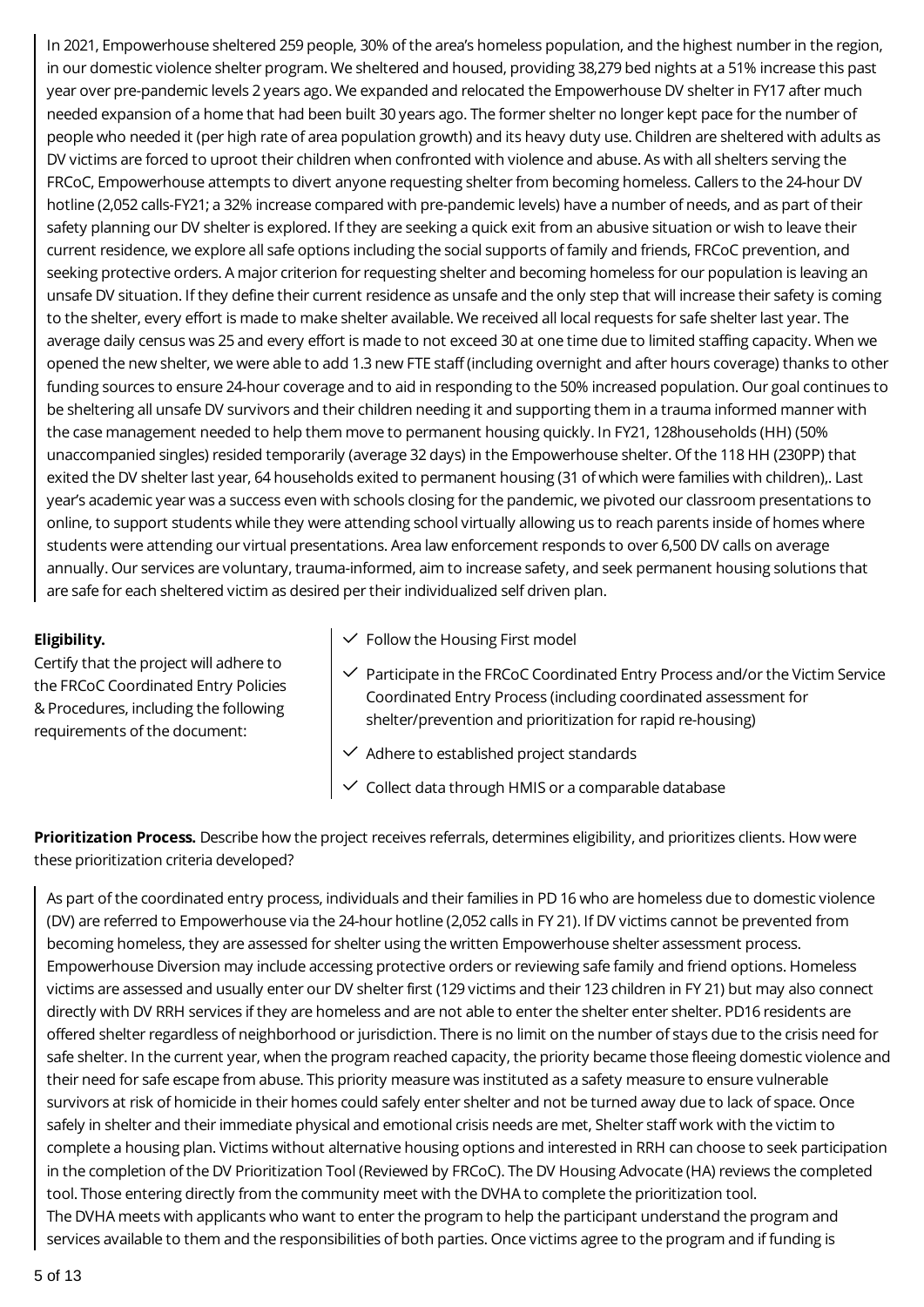In 2021, Empowerhouse sheltered 259 people, 30% of the area's homeless population, and the highest number in the region, in our domestic violence shelter program. We sheltered and housed, providing 38,279 bed nights at a 51% increase this past year over pre-pandemic levels 2 years ago. We expanded and relocated the Empowerhouse DV shelter in FY17 after much needed expansion of a home that had been built 30 years ago. The former shelter no longer kept pace for the number of people who needed it (per high rate of area population growth) and its heavy duty use. Children are sheltered with adults as DV victims are forced to uproot their children when confronted with violence and abuse. As with all shelters serving the FRCoC, Empowerhouse attempts to divert anyone requesting shelter from becoming homeless. Callers to the 24-hour DV hotline (2,052 calls-FY21; a 32% increase compared with pre-pandemic levels) have a number of needs, and as part of their safety planning our DV shelter is explored. If they are seeking a quick exit from an abusive situation or wish to leave their current residence, we explore all safe options including the social supports of family and friends, FRCoC prevention, and seeking protective orders. A major criterion for requesting shelter and becoming homeless for our population is leaving an unsafe DV situation. If they define their current residence as unsafe and the only step that will increase their safety is coming to the shelter, every effort is made to make shelter available. We received all local requests for safe shelter last year. The average daily census was 25 and every effort is made to not exceed 30 at one time due to limited staffing capacity. When we opened the new shelter, we were able to add 1.3 new FTE staff (including overnight and after hours coverage) thanks to other funding sources to ensure 24-hour coverage and to aid in responding to the 50% increased population. Our goal continues to be sheltering all unsafe DV survivors and their children needing it and supporting them in a trauma informed manner with the case management needed to help them move to permanent housing quickly. In FY21, 128households (HH) (50% unaccompanied singles) resided temporarily (average 32 days) in the Empowerhouse shelter. Of the 118 HH (230PP) that exited the DV shelter last year, 64 households exited to permanent housing (31 of which were families with children),. Last year's academic year was a success even with schools closing for the pandemic, we pivoted our classroom presentations to online, to support students while they were attending school virtually allowing us to reach parents inside of homes where students were attending our virtual presentations. Area law enforcement responds to over 6,500 DV calls on average annually. Our services are voluntary, trauma-informed, aim to increase safety, and seek permanent housing solutions that are safe for each sheltered victim as desired per their individualized self driven plan.

**Eligibility.**
Certify that the project will adhere to the FRCoC Coordinated Entry Policies & Procedures, including the following requirements of the document:

- ✓ Follow the Housing First model
- ✓ Participate in the FRCoC Coordinated Entry Process and/or the Victim Service Coordinated Entry Process (including coordinated assessment for shelter/prevention and prioritization for rapid re-housing)
- ✓ Adhere to established project standards
- ✓ Collect data through HMIS or a comparable database

**Prioritization Process.** Describe how the project receives referrals, determines eligibility, and prioritizes clients. How were these prioritization criteria developed?

As part of the coordinated entry process, individuals and their families in PD 16 who are homeless due to domestic violence (DV) are referred to Empowerhouse via the 24-hour hotline (2,052 calls in FY 21). If DV victims cannot be prevented from becoming homeless, they are assessed for shelter using the written Empowerhouse shelter assessment process. Empowerhouse Diversion may include accessing protective orders or reviewing safe family and friend options. Homeless victims are assessed and usually enter our DV shelter first (129 victims and their 123 children in FY 21) but may also connect directly with DV RRH services if they are homeless and are not able to enter the shelter enter shelter. PD16 residents are offered shelter regardless of neighborhood or jurisdiction. There is no limit on the number of stays due to the crisis need for safe shelter. In the current year, when the program reached capacity, the priority became those fleeing domestic violence and their need for safe escape from abuse. This priority measure was instituted as a safety measure to ensure vulnerable survivors at risk of homicide in their homes could safely enter shelter and not be turned away due to lack of space. Once safely in shelter and their immediate physical and emotional crisis needs are met, Shelter staff work with the victim to complete a housing plan. Victims without alternative housing options and interested in RRH can choose to seek participation in the completion of the DV Prioritization Tool (Reviewed by FRCoC). The DV Housing Advocate (HA) reviews the completed tool. Those entering directly from the community meet with the DVHA to complete the prioritization tool.
The DVHA meets with applicants who want to enter the program to help the participant understand the program and services available to them and the responsibilities of both parties. Once victims agree to the program and if funding is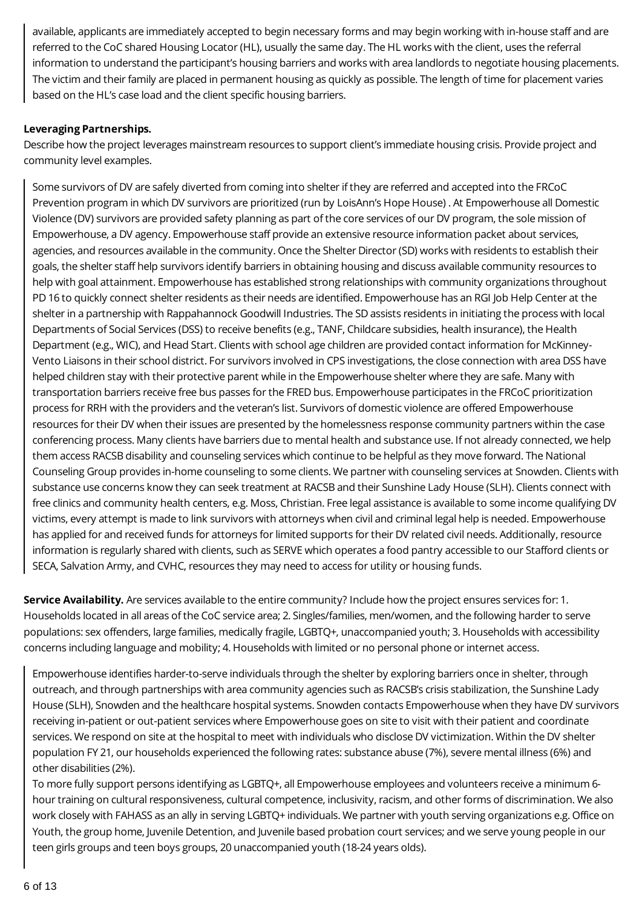available, applicants are immediately accepted to begin necessary forms and may begin working with in-house staff and are referred to the CoC shared Housing Locator (HL), usually the same day. The HL works with the client, uses the referral information to understand the participant's housing barriers and works with area landlords to negotiate housing placements. The victim and their family are placed in permanent housing as quickly as possible. The length of time for placement varies based on the HL's case load and the client specific housing barriers.

**Leveraging Partnerships.**

Describe how the project leverages mainstream resources to support client's immediate housing crisis. Provide project and community level examples.

Some survivors of DV are safely diverted from coming into shelter if they are referred and accepted into the FRCoC Prevention program in which DV survivors are prioritized (run by LoisAnn's Hope House) . At Empowerhouse all Domestic Violence (DV) survivors are provided safety planning as part of the core services of our DV program, the sole mission of Empowerhouse, a DV agency. Empowerhouse staff provide an extensive resource information packet about services, agencies, and resources available in the community. Once the Shelter Director (SD) works with residents to establish their goals, the shelter staff help survivors identify barriers in obtaining housing and discuss available community resources to help with goal attainment. Empowerhouse has established strong relationships with community organizations throughout PD 16 to quickly connect shelter residents as their needs are identified. Empowerhouse has an RGI Job Help Center at the shelter in a partnership with Rappahannock Goodwill Industries. The SD assists residents in initiating the process with local Departments of Social Services (DSS) to receive benefits (e.g., TANF, Childcare subsidies, health insurance), the Health Department (e.g., WIC), and Head Start. Clients with school age children are provided contact information for McKinney-Vento Liaisons in their school district. For survivors involved in CPS investigations, the close connection with area DSS have helped children stay with their protective parent while in the Empowerhouse shelter where they are safe. Many with transportation barriers receive free bus passes for the FRED bus. Empowerhouse participates in the FRCoC prioritization process for RRH with the providers and the veteran's list. Survivors of domestic violence are offered Empowerhouse resources for their DV when their issues are presented by the homelessness response community partners within the case conferencing process. Many clients have barriers due to mental health and substance use. If not already connected, we help them access RACSB disability and counseling services which continue to be helpful as they move forward. The National Counseling Group provides in-home counseling to some clients. We partner with counseling services at Snowden. Clients with substance use concerns know they can seek treatment at RACSB and their Sunshine Lady House (SLH). Clients connect with free clinics and community health centers, e.g. Moss, Christian. Free legal assistance is available to some income qualifying DV victims, every attempt is made to link survivors with attorneys when civil and criminal legal help is needed. Empowerhouse has applied for and received funds for attorneys for limited supports for their DV related civil needs. Additionally, resource information is regularly shared with clients, such as SERVE which operates a food pantry accessible to our Stafford clients or SECA, Salvation Army, and CVHC, resources they may need to access for utility or housing funds.

**Service Availability.** Are services available to the entire community? Include how the project ensures services for: 1. Households located in all areas of the CoC service area; 2. Singles/families, men/women, and the following harder to serve populations: sex offenders, large families, medically fragile, LGBTQ+, unaccompanied youth; 3. Households with accessibility concerns including language and mobility; 4. Households with limited or no personal phone or internet access.

Empowerhouse identifies harder-to-serve individuals through the shelter by exploring barriers once in shelter, through outreach, and through partnerships with area community agencies such as RACSB's crisis stabilization, the Sunshine Lady House (SLH), Snowden and the healthcare hospital systems. Snowden contacts Empowerhouse when they have DV survivors receiving in-patient or out-patient services where Empowerhouse goes on site to visit with their patient and coordinate services. We respond on site at the hospital to meet with individuals who disclose DV victimization. Within the DV shelter population FY 21, our households experienced the following rates: substance abuse (7%), severe mental illness (6%) and other disabilities (2%).

To more fully support persons identifying as LGBTQ+, all Empowerhouse employees and volunteers receive a minimum 6-hour training on cultural responsiveness, cultural competence, inclusivity, racism, and other forms of discrimination. We also work closely with FAHASS as an ally in serving LGBTQ+ individuals. We partner with youth serving organizations e.g. Office on Youth, the group home, Juvenile Detention, and Juvenile based probation court services; and we serve young people in our teen girls groups and teen boys groups, 20 unaccompanied youth (18-24 years olds).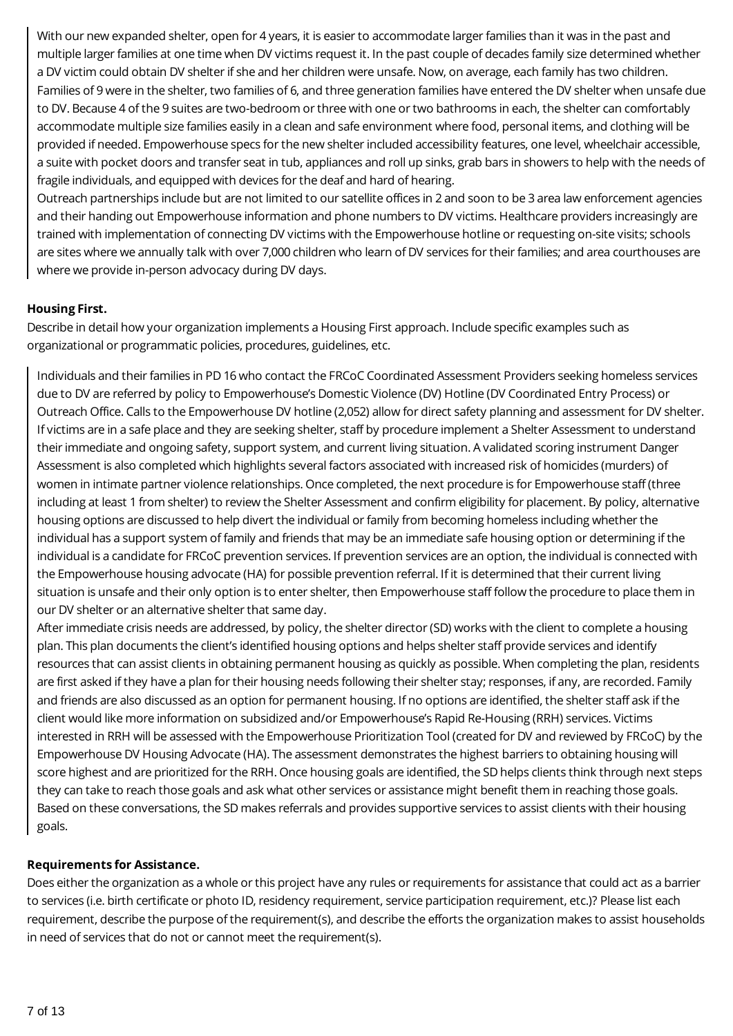With our new expanded shelter, open for 4 years, it is easier to accommodate larger families than it was in the past and multiple larger families at one time when DV victims request it. In the past couple of decades family size determined whether a DV victim could obtain DV shelter if she and her children were unsafe. Now, on average, each family has two children. Families of 9 were in the shelter, two families of 6, and three generation families have entered the DV shelter when unsafe due to DV. Because 4 of the 9 suites are two-bedroom or three with one or two bathrooms in each, the shelter can comfortably accommodate multiple size families easily in a clean and safe environment where food, personal items, and clothing will be provided if needed. Empowerhouse specs for the new shelter included accessibility features, one level, wheelchair accessible, a suite with pocket doors and transfer seat in tub, appliances and roll up sinks, grab bars in showers to help with the needs of fragile individuals, and equipped with devices for the deaf and hard of hearing.

Outreach partnerships include but are not limited to our satellite offices in 2 and soon to be 3 area law enforcement agencies and their handing out Empowerhouse information and phone numbers to DV victims. Healthcare providers increasingly are trained with implementation of connecting DV victims with the Empowerhouse hotline or requesting on-site visits; schools are sites where we annually talk with over 7,000 children who learn of DV services for their families; and area courthouses are where we provide in-person advocacy during DV days.

**Housing First.**

Describe in detail how your organization implements a Housing First approach. Include specific examples such as organizational or programmatic policies, procedures, guidelines, etc.

Individuals and their families in PD 16 who contact the FRCoC Coordinated Assessment Providers seeking homeless services due to DV are referred by policy to Empowerhouse's Domestic Violence (DV) Hotline (DV Coordinated Entry Process) or Outreach Office. Calls to the Empowerhouse DV hotline (2,052) allow for direct safety planning and assessment for DV shelter. If victims are in a safe place and they are seeking shelter, staff by procedure implement a Shelter Assessment to understand their immediate and ongoing safety, support system, and current living situation. A validated scoring instrument Danger Assessment is also completed which highlights several factors associated with increased risk of homicides (murders) of women in intimate partner violence relationships. Once completed, the next procedure is for Empowerhouse staff (three including at least 1 from shelter) to review the Shelter Assessment and confirm eligibility for placement. By policy, alternative housing options are discussed to help divert the individual or family from becoming homeless including whether the individual has a support system of family and friends that may be an immediate safe housing option or determining if the individual is a candidate for FRCoC prevention services. If prevention services are an option, the individual is connected with the Empowerhouse housing advocate (HA) for possible prevention referral. If it is determined that their current living situation is unsafe and their only option is to enter shelter, then Empowerhouse staff follow the procedure to place them in our DV shelter or an alternative shelter that same day.

After immediate crisis needs are addressed, by policy, the shelter director (SD) works with the client to complete a housing plan. This plan documents the client's identified housing options and helps shelter staff provide services and identify resources that can assist clients in obtaining permanent housing as quickly as possible. When completing the plan, residents are first asked if they have a plan for their housing needs following their shelter stay; responses, if any, are recorded. Family and friends are also discussed as an option for permanent housing. If no options are identified, the shelter staff ask if the client would like more information on subsidized and/or Empowerhouse's Rapid Re-Housing (RRH) services. Victims interested in RRH will be assessed with the Empowerhouse Prioritization Tool (created for DV and reviewed by FRCoC) by the Empowerhouse DV Housing Advocate (HA). The assessment demonstrates the highest barriers to obtaining housing will score highest and are prioritized for the RRH. Once housing goals are identified, the SD helps clients think through next steps they can take to reach those goals and ask what other services or assistance might benefit them in reaching those goals. Based on these conversations, the SD makes referrals and provides supportive services to assist clients with their housing goals.

**Requirements for Assistance.**

Does either the organization as a whole or this project have any rules or requirements for assistance that could act as a barrier to services (i.e. birth certificate or photo ID, residency requirement, service participation requirement, etc.)? Please list each requirement, describe the purpose of the requirement(s), and describe the efforts the organization makes to assist households in need of services that do not or cannot meet the requirement(s).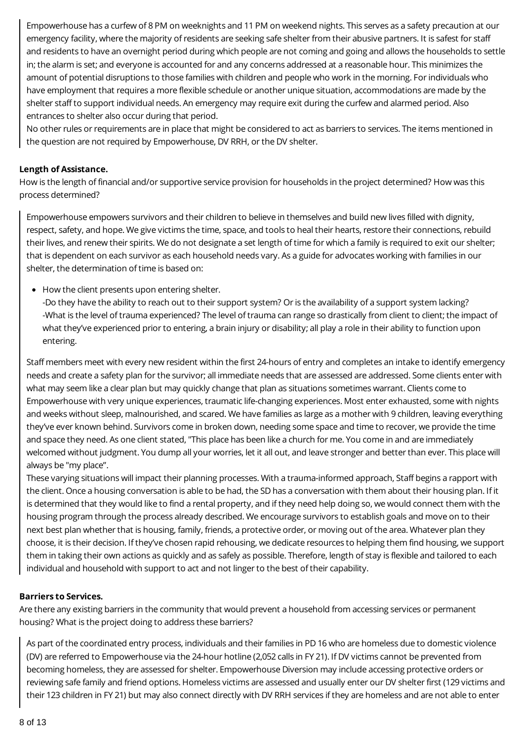Empowerhouse has a curfew of 8 PM on weeknights and 11 PM on weekend nights. This serves as a safety precaution at our emergency facility, where the majority of residents are seeking safe shelter from their abusive partners. It is safest for staff and residents to have an overnight period during which people are not coming and going and allows the households to settle in; the alarm is set; and everyone is accounted for and any concerns addressed at a reasonable hour. This minimizes the amount of potential disruptions to those families with children and people who work in the morning. For individuals who have employment that requires a more flexible schedule or another unique situation, accommodations are made by the shelter staff to support individual needs. An emergency may require exit during the curfew and alarmed period. Also entrances to shelter also occur during that period.

No other rules or requirements are in place that might be considered to act as barriers to services. The items mentioned in the question are not required by Empowerhouse, DV RRH, or the DV shelter.

**Length of Assistance.**

How is the length of financial and/or supportive service provision for households in the project determined? How was this process determined?

Empowerhouse empowers survivors and their children to believe in themselves and build new lives filled with dignity, respect, safety, and hope. We give victims the time, space, and tools to heal their hearts, restore their connections, rebuild their lives, and renew their spirits. We do not designate a set length of time for which a family is required to exit our shelter; that is dependent on each survivor as each household needs vary. As a guide for advocates working with families in our shelter, the determination of time is based on:

- How the client presents upon entering shelter.
  -Do they have the ability to reach out to their support system? Or is the availability of a support system lacking?
  -What is the level of trauma experienced? The level of trauma can range so drastically from client to client; the impact of what they've experienced prior to entering, a brain injury or disability; all play a role in their ability to function upon entering.

Staff members meet with every new resident within the first 24-hours of entry and completes an intake to identify emergency needs and create a safety plan for the survivor; all immediate needs that are assessed are addressed. Some clients enter with what may seem like a clear plan but may quickly change that plan as situations sometimes warrant. Clients come to Empowerhouse with very unique experiences, traumatic life-changing experiences. Most enter exhausted, some with nights and weeks without sleep, malnourished, and scared. We have families as large as a mother with 9 children, leaving everything they've ever known behind. Survivors come in broken down, needing some space and time to recover, we provide the time and space they need. As one client stated, "This place has been like a church for me. You come in and are immediately welcomed without judgment. You dump all your worries, let it all out, and leave stronger and better than ever. This place will always be "my place".

These varying situations will impact their planning processes. With a trauma-informed approach, Staff begins a rapport with the client. Once a housing conversation is able to be had, the SD has a conversation with them about their housing plan. If it is determined that they would like to find a rental property, and if they need help doing so, we would connect them with the housing program through the process already described. We encourage survivors to establish goals and move on to their next best plan whether that is housing, family, friends, a protective order, or moving out of the area. Whatever plan they choose, it is their decision. If they've chosen rapid rehousing, we dedicate resources to helping them find housing, we support them in taking their own actions as quickly and as safely as possible. Therefore, length of stay is flexible and tailored to each individual and household with support to act and not linger to the best of their capability.

**Barriers to Services.**

Are there any existing barriers in the community that would prevent a household from accessing services or permanent housing? What is the project doing to address these barriers?

As part of the coordinated entry process, individuals and their families in PD 16 who are homeless due to domestic violence (DV) are referred to Empowerhouse via the 24-hour hotline (2,052 calls in FY 21). If DV victims cannot be prevented from becoming homeless, they are assessed for shelter. Empowerhouse Diversion may include accessing protective orders or reviewing safe family and friend options. Homeless victims are assessed and usually enter our DV shelter first (129 victims and their 123 children in FY 21) but may also connect directly with DV RRH services if they are homeless and are not able to enter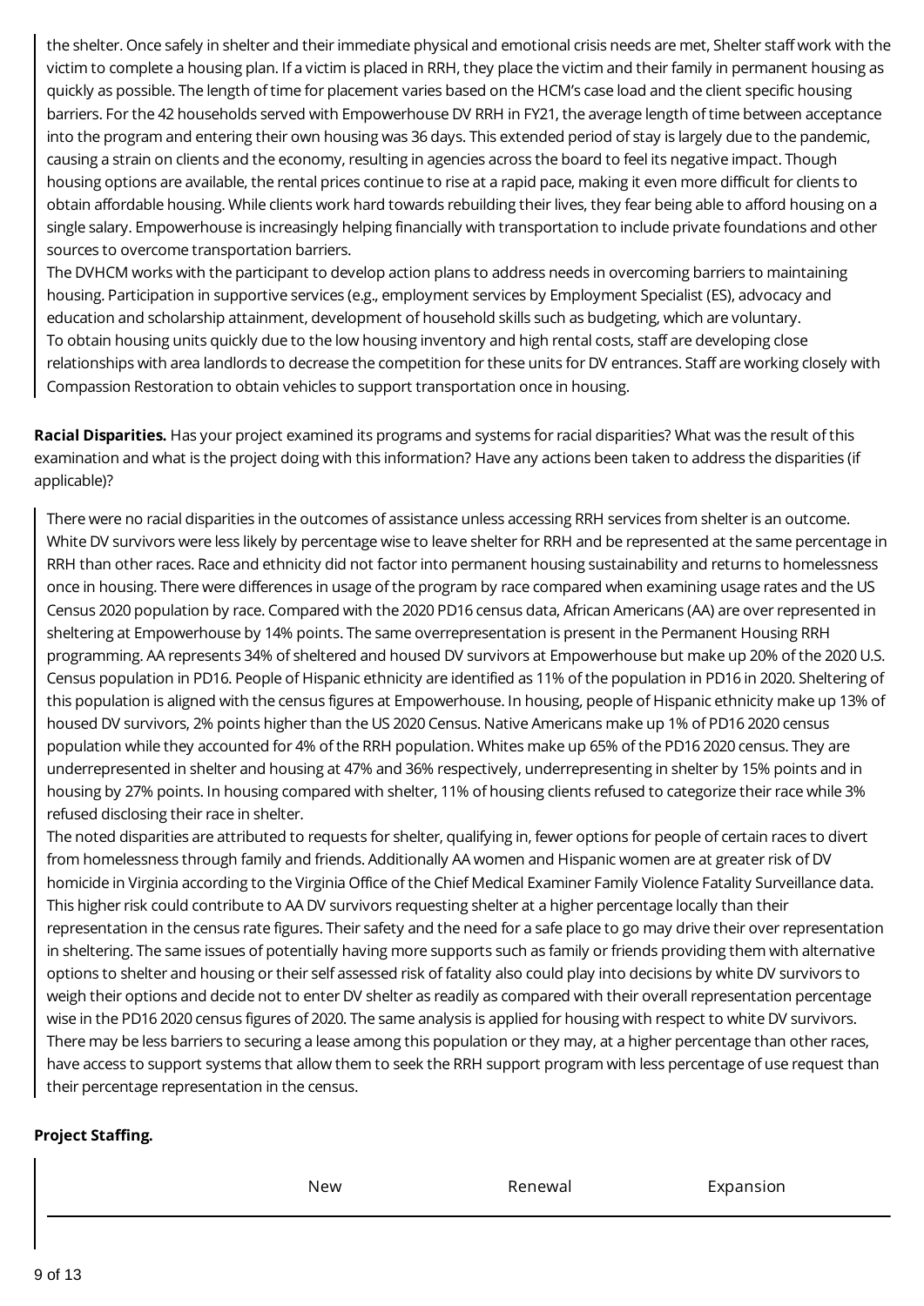the shelter. Once safely in shelter and their immediate physical and emotional crisis needs are met, Shelter staff work with the victim to complete a housing plan. If a victim is placed in RRH, they place the victim and their family in permanent housing as quickly as possible. The length of time for placement varies based on the HCM's case load and the client specific housing barriers. For the 42 households served with Empowerhouse DV RRH in FY21, the average length of time between acceptance into the program and entering their own housing was 36 days. This extended period of stay is largely due to the pandemic, causing a strain on clients and the economy, resulting in agencies across the board to feel its negative impact. Though housing options are available, the rental prices continue to rise at a rapid pace, making it even more difficult for clients to obtain affordable housing. While clients work hard towards rebuilding their lives, they fear being able to afford housing on a single salary. Empowerhouse is increasingly helping financially with transportation to include private foundations and other sources to overcome transportation barriers.
The DVHCM works with the participant to develop action plans to address needs in overcoming barriers to maintaining housing. Participation in supportive services (e.g., employment services by Employment Specialist (ES), advocacy and education and scholarship attainment, development of household skills such as budgeting, which are voluntary.
To obtain housing units quickly due to the low housing inventory and high rental costs, staff are developing close relationships with area landlords to decrease the competition for these units for DV entrances. Staff are working closely with Compassion Restoration to obtain vehicles to support transportation once in housing.

**Racial Disparities.** Has your project examined its programs and systems for racial disparities? What was the result of this examination and what is the project doing with this information? Have any actions been taken to address the disparities (if applicable)?

There were no racial disparities in the outcomes of assistance unless accessing RRH services from shelter is an outcome. White DV survivors were less likely by percentage wise to leave shelter for RRH and be represented at the same percentage in RRH than other races. Race and ethnicity did not factor into permanent housing sustainability and returns to homelessness once in housing. There were differences in usage of the program by race compared when examining usage rates and the US Census 2020 population by race. Compared with the 2020 PD16 census data, African Americans (AA) are over represented in sheltering at Empowerhouse by 14% points. The same overrepresentation is present in the Permanent Housing RRH programming. AA represents 34% of sheltered and housed DV survivors at Empowerhouse but make up 20% of the 2020 U.S. Census population in PD16. People of Hispanic ethnicity are identified as 11% of the population in PD16 in 2020. Sheltering of this population is aligned with the census figures at Empowerhouse. In housing, people of Hispanic ethnicity make up 13% of housed DV survivors, 2% points higher than the US 2020 Census. Native Americans make up 1% of PD16 2020 census population while they accounted for 4% of the RRH population. Whites make up 65% of the PD16 2020 census. They are underrepresented in shelter and housing at 47% and 36% respectively, underrepresenting in shelter by 15% points and in housing by 27% points. In housing compared with shelter, 11% of housing clients refused to categorize their race while 3% refused disclosing their race in shelter.
The noted disparities are attributed to requests for shelter, qualifying in, fewer options for people of certain races to divert from homelessness through family and friends. Additionally AA women and Hispanic women are at greater risk of DV homicide in Virginia according to the Virginia Office of the Chief Medical Examiner Family Violence Fatality Surveillance data. This higher risk could contribute to AA DV survivors requesting shelter at a higher percentage locally than their representation in the census rate figures. Their safety and the need for a safe place to go may drive their over representation in sheltering. The same issues of potentially having more supports such as family or friends providing them with alternative options to shelter and housing or their self assessed risk of fatality also could play into decisions by white DV survivors to weigh their options and decide not to enter DV shelter as readily as compared with their overall representation percentage wise in the PD16 2020 census figures of 2020. The same analysis is applied for housing with respect to white DV survivors. There may be less barriers to securing a lease among this population or they may, at a higher percentage than other races, have access to support systems that allow them to seek the RRH support program with less percentage of use request than their percentage representation in the census.

**Project Staffing.**

| | New | Renewal | Expansion |
|---|---|---|---|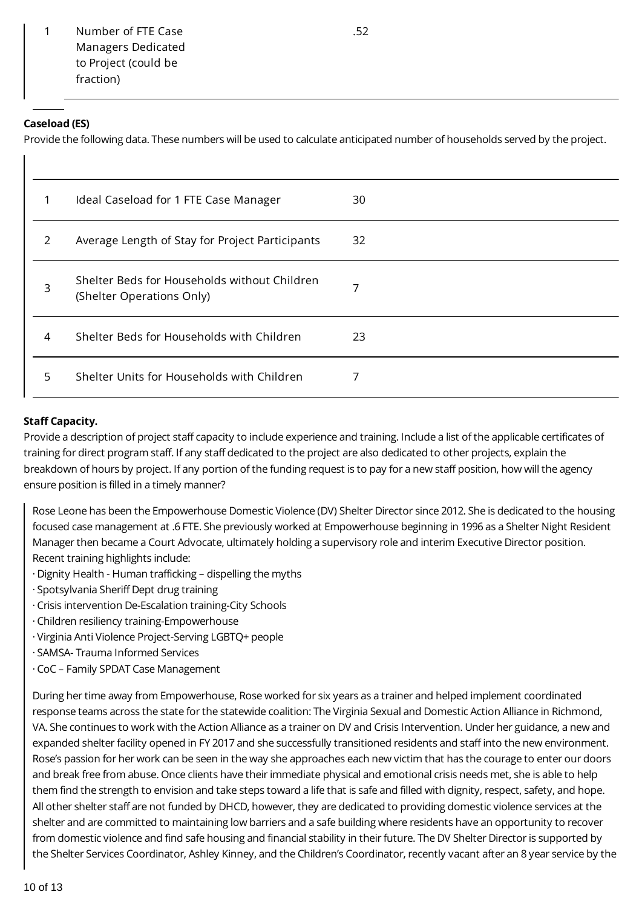| | | |
|---|---|---|
| 1 | Number of FTE Case Managers Dedicated to Project (could be fraction) | .52 |

**Caseload (ES)**

Provide the following data. These numbers will be used to calculate anticipated number of households served by the project.

| | | |
|---|---|---|
| 1 | Ideal Caseload for 1 FTE Case Manager | 30 |
| 2 | Average Length of Stay for Project Participants | 32 |
| 3 | Shelter Beds for Households without Children (Shelter Operations Only) | 7 |
| 4 | Shelter Beds for Households with Children | 23 |
| 5 | Shelter Units for Households with Children | 7 |

**Staff Capacity.**

Provide a description of project staff capacity to include experience and training. Include a list of the applicable certificates of training for direct program staff. If any staff dedicated to the project are also dedicated to other projects, explain the breakdown of hours by project. If any portion of the funding request is to pay for a new staff position, how will the agency ensure position is filled in a timely manner?

Rose Leone has been the Empowerhouse Domestic Violence (DV) Shelter Director since 2012. She is dedicated to the housing focused case management at .6 FTE. She previously worked at Empowerhouse beginning in 1996 as a Shelter Night Resident Manager then became a Court Advocate, ultimately holding a supervisory role and interim Executive Director position. Recent training highlights include:

- Dignity Health - Human trafficking – dispelling the myths
- Spotsylvania Sheriff Dept drug training
- Crisis intervention De-Escalation training-City Schools
- Children resiliency training-Empowerhouse
- Virginia Anti Violence Project-Serving LGBTQ+ people
- SAMSA- Trauma Informed Services
- CoC – Family SPDAT Case Management

During her time away from Empowerhouse, Rose worked for six years as a trainer and helped implement coordinated response teams across the state for the statewide coalition: The Virginia Sexual and Domestic Action Alliance in Richmond, VA. She continues to work with the Action Alliance as a trainer on DV and Crisis Intervention. Under her guidance, a new and expanded shelter facility opened in FY 2017 and she successfully transitioned residents and staff into the new environment. Rose's passion for her work can be seen in the way she approaches each new victim that has the courage to enter our doors and break free from abuse. Once clients have their immediate physical and emotional crisis needs met, she is able to help them find the strength to envision and take steps toward a life that is safe and filled with dignity, respect, safety, and hope. All other shelter staff are not funded by DHCD, however, they are dedicated to providing domestic violence services at the shelter and are committed to maintaining low barriers and a safe building where residents have an opportunity to recover from domestic violence and find safe housing and financial stability in their future. The DV Shelter Director is supported by the Shelter Services Coordinator, Ashley Kinney, and the Children's Coordinator, recently vacant after an 8 year service by the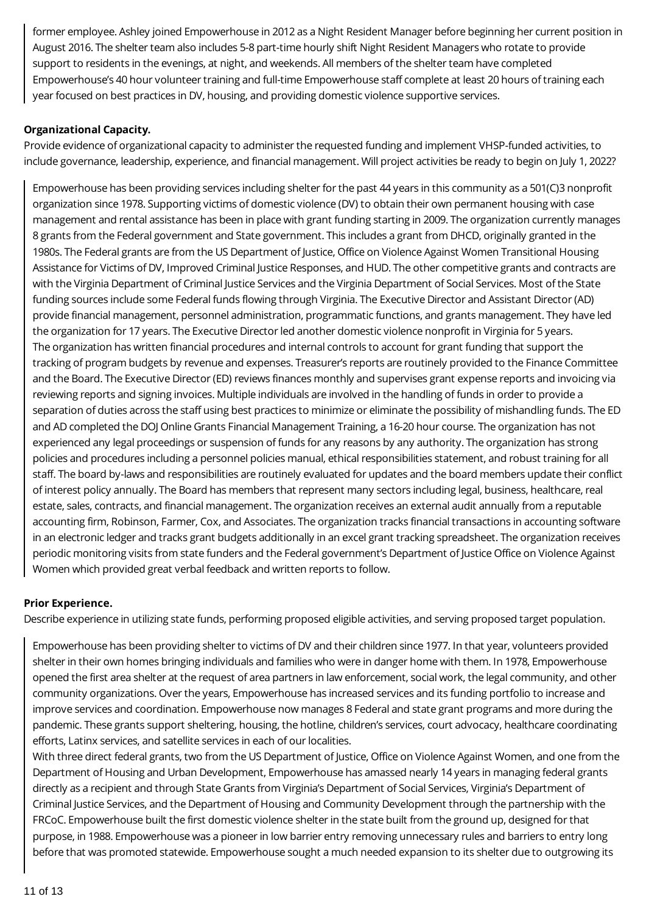former employee. Ashley joined Empowerhouse in 2012 as a Night Resident Manager before beginning her current position in August 2016. The shelter team also includes 5-8 part-time hourly shift Night Resident Managers who rotate to provide support to residents in the evenings, at night, and weekends. All members of the shelter team have completed Empowerhouse's 40 hour volunteer training and full-time Empowerhouse staff complete at least 20 hours of training each year focused on best practices in DV, housing, and providing domestic violence supportive services.

**Organizational Capacity.**

Provide evidence of organizational capacity to administer the requested funding and implement VHSP-funded activities, to include governance, leadership, experience, and financial management. Will project activities be ready to begin on July 1, 2022?

Empowerhouse has been providing services including shelter for the past 44 years in this community as a 501(C)3 nonprofit organization since 1978. Supporting victims of domestic violence (DV) to obtain their own permanent housing with case management and rental assistance has been in place with grant funding starting in 2009. The organization currently manages 8 grants from the Federal government and State government. This includes a grant from DHCD, originally granted in the 1980s. The Federal grants are from the US Department of Justice, Office on Violence Against Women Transitional Housing Assistance for Victims of DV, Improved Criminal Justice Responses, and HUD. The other competitive grants and contracts are with the Virginia Department of Criminal Justice Services and the Virginia Department of Social Services. Most of the State funding sources include some Federal funds flowing through Virginia. The Executive Director and Assistant Director (AD) provide financial management, personnel administration, programmatic functions, and grants management. They have led the organization for 17 years. The Executive Director led another domestic violence nonprofit in Virginia for 5 years.
The organization has written financial procedures and internal controls to account for grant funding that support the tracking of program budgets by revenue and expenses. Treasurer's reports are routinely provided to the Finance Committee and the Board. The Executive Director (ED) reviews finances monthly and supervises grant expense reports and invoicing via reviewing reports and signing invoices. Multiple individuals are involved in the handling of funds in order to provide a separation of duties across the staff using best practices to minimize or eliminate the possibility of mishandling funds. The ED and AD completed the DOJ Online Grants Financial Management Training, a 16-20 hour course. The organization has not experienced any legal proceedings or suspension of funds for any reasons by any authority. The organization has strong policies and procedures including a personnel policies manual, ethical responsibilities statement, and robust training for all staff. The board by-laws and responsibilities are routinely evaluated for updates and the board members update their conflict of interest policy annually. The Board has members that represent many sectors including legal, business, healthcare, real estate, sales, contracts, and financial management. The organization receives an external audit annually from a reputable accounting firm, Robinson, Farmer, Cox, and Associates. The organization tracks financial transactions in accounting software in an electronic ledger and tracks grant budgets additionally in an excel grant tracking spreadsheet. The organization receives periodic monitoring visits from state funders and the Federal government's Department of Justice Office on Violence Against Women which provided great verbal feedback and written reports to follow.

**Prior Experience.**

Describe experience in utilizing state funds, performing proposed eligible activities, and serving proposed target population.

Empowerhouse has been providing shelter to victims of DV and their children since 1977. In that year, volunteers provided shelter in their own homes bringing individuals and families who were in danger home with them. In 1978, Empowerhouse opened the first area shelter at the request of area partners in law enforcement, social work, the legal community, and other community organizations. Over the years, Empowerhouse has increased services and its funding portfolio to increase and improve services and coordination. Empowerhouse now manages 8 Federal and state grant programs and more during the pandemic. These grants support sheltering, housing, the hotline, children's services, court advocacy, healthcare coordinating efforts, Latinx services, and satellite services in each of our localities.
With three direct federal grants, two from the US Department of Justice, Office on Violence Against Women, and one from the Department of Housing and Urban Development, Empowerhouse has amassed nearly 14 years in managing federal grants directly as a recipient and through State Grants from Virginia's Department of Social Services, Virginia's Department of Criminal Justice Services, and the Department of Housing and Community Development through the partnership with the FRCoC. Empowerhouse built the first domestic violence shelter in the state built from the ground up, designed for that purpose, in 1988. Empowerhouse was a pioneer in low barrier entry removing unnecessary rules and barriers to entry long before that was promoted statewide. Empowerhouse sought a much needed expansion to its shelter due to outgrowing its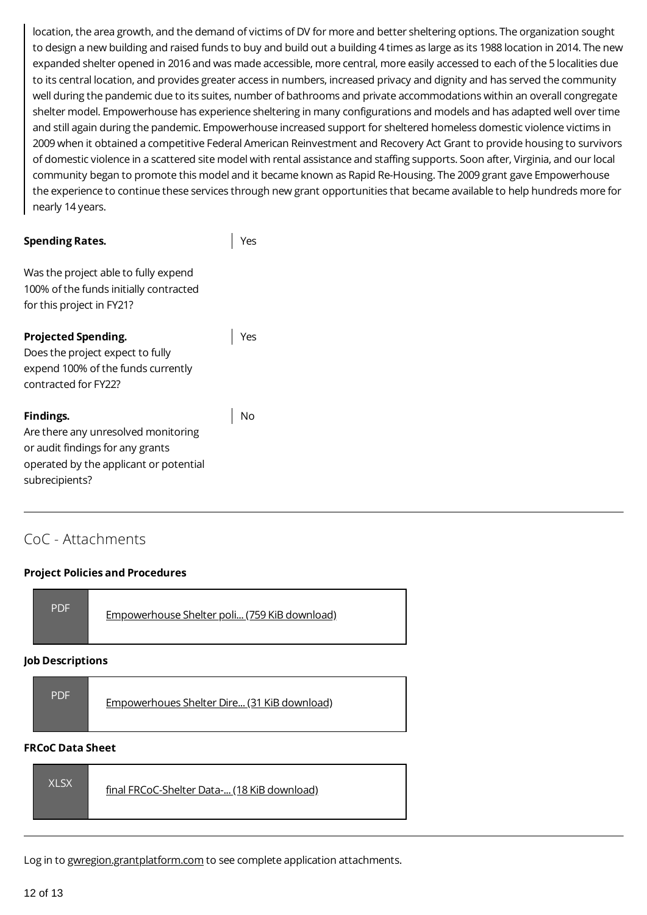location, the area growth, and the demand of victims of DV for more and better sheltering options. The organization sought to design a new building and raised funds to buy and build out a building 4 times as large as its 1988 location in 2014. The new expanded shelter opened in 2016 and was made accessible, more central, more easily accessed to each of the 5 localities due to its central location, and provides greater access in numbers, increased privacy and dignity and has served the community well during the pandemic due to its suites, number of bathrooms and private accommodations within an overall congregate shelter model. Empowerhouse has experience sheltering in many configurations and models and has adapted well over time and still again during the pandemic. Empowerhouse increased support for sheltered homeless domestic violence victims in 2009 when it obtained a competitive Federal American Reinvestment and Recovery Act Grant to provide housing to survivors of domestic violence in a scattered site model with rental assistance and staffing supports. Soon after, Virginia, and our local community began to promote this model and it became known as Rapid Re-Housing. The 2009 grant gave Empowerhouse the experience to continue these services through new grant opportunities that became available to help hundreds more for nearly 14 years.

**Spending Rates.**

Was the project able to fully expend 100% of the funds initially contracted for this project in FY21?

Yes

**Projected Spending.**
Does the project expect to fully expend 100% of the funds currently contracted for FY22?

Yes

**Findings.**
Are there any unresolved monitoring or audit findings for any grants operated by the applicant or potential subrecipients?

No

---

## CoC - Attachments

**Project Policies and Procedures**

PDF — Empowerhouse Shelter poli... (759 KiB download)

**Job Descriptions**

PDF — Empowerhoues Shelter Dire... (31 KiB download)

**FRCoC Data Sheet**

XLSX — final FRCoC-Shelter Data-... (18 KiB download)

---

Log in to gwregion.grantplatform.com to see complete application attachments.